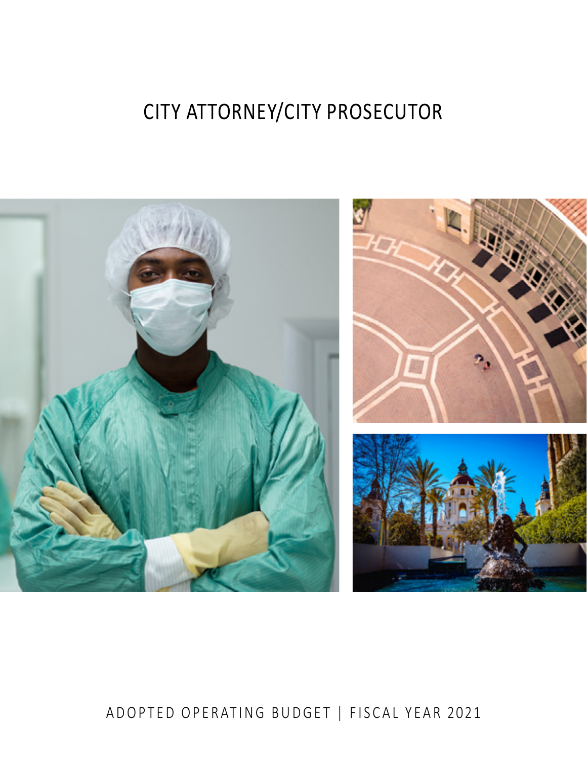# CITY ATTORNEY/CITY PROSECUTOR

ADOPTED OPERATING BUDGET | FISCAL YEAR 2021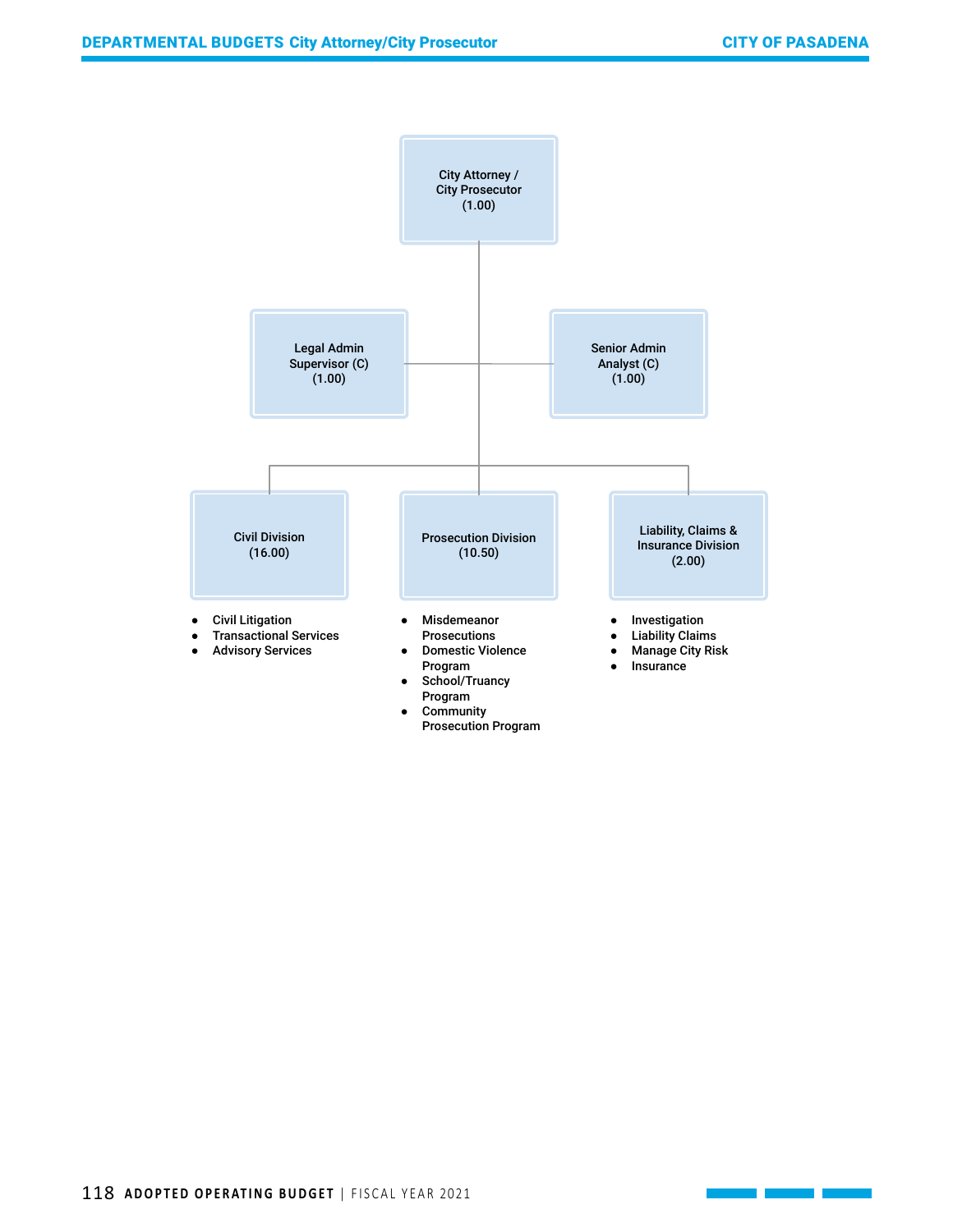City Attorney / City Prosecutor (1.00)

Legal Admin Supervisor (C) (1.00)

Senior Admin Analyst (C) (1.00)

**Civil Division (16.00)**

- Civil Litigation
- Transactional Services
- Advisory Services

**Prosecution Division (10.50)**

- Misdemeanor Prosecutions
- Domestic Violence Program
- School/Truancy Program
- Community Prosecution Program

**Liability, Claims & Insurance Division (2.00)**

- Investigation
- Liability Claims
- Manage City Risk
- Insurance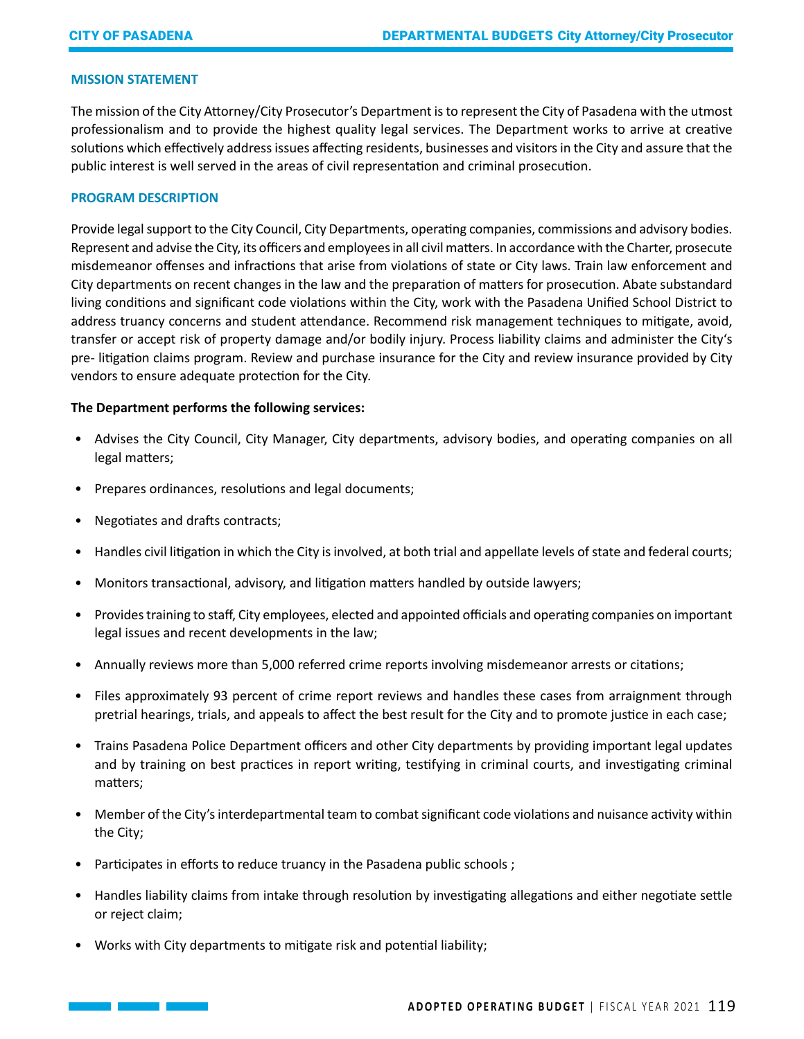## MISSION STATEMENT

The mission of the City Attorney/City Prosecutor's Department is to represent the City of Pasadena with the utmost professionalism and to provide the highest quality legal services. The Department works to arrive at creative solutions which effectively address issues affecting residents, businesses and visitors in the City and assure that the public interest is well served in the areas of civil representation and criminal prosecution.

## PROGRAM DESCRIPTION

Provide legal support to the City Council, City Departments, operating companies, commissions and advisory bodies. Represent and advise the City, its officers and employees in all civil matters. In accordance with the Charter, prosecute misdemeanor offenses and infractions that arise from violations of state or City laws. Train law enforcement and City departments on recent changes in the law and the preparation of matters for prosecution. Abate substandard living conditions and significant code violations within the City, work with the Pasadena Unified School District to address truancy concerns and student attendance. Recommend risk management techniques to mitigate, avoid, transfer or accept risk of property damage and/or bodily injury. Process liability claims and administer the City's pre- litigation claims program. Review and purchase insurance for the City and review insurance provided by City vendors to ensure adequate protection for the City.

**The Department performs the following services:**

- Advises the City Council, City Manager, City departments, advisory bodies, and operating companies on all legal matters;
- Prepares ordinances, resolutions and legal documents;
- Negotiates and drafts contracts;
- Handles civil litigation in which the City is involved, at both trial and appellate levels of state and federal courts;
- Monitors transactional, advisory, and litigation matters handled by outside lawyers;
- Provides training to staff, City employees, elected and appointed officials and operating companies on important legal issues and recent developments in the law;
- Annually reviews more than 5,000 referred crime reports involving misdemeanor arrests or citations;
- Files approximately 93 percent of crime report reviews and handles these cases from arraignment through pretrial hearings, trials, and appeals to affect the best result for the City and to promote justice in each case;
- Trains Pasadena Police Department officers and other City departments by providing important legal updates and by training on best practices in report writing, testifying in criminal courts, and investigating criminal matters;
- Member of the City's interdepartmental team to combat significant code violations and nuisance activity within the City;
- Participates in efforts to reduce truancy in the Pasadena public schools ;
- Handles liability claims from intake through resolution by investigating allegations and either negotiate settle or reject claim;
- Works with City departments to mitigate risk and potential liability;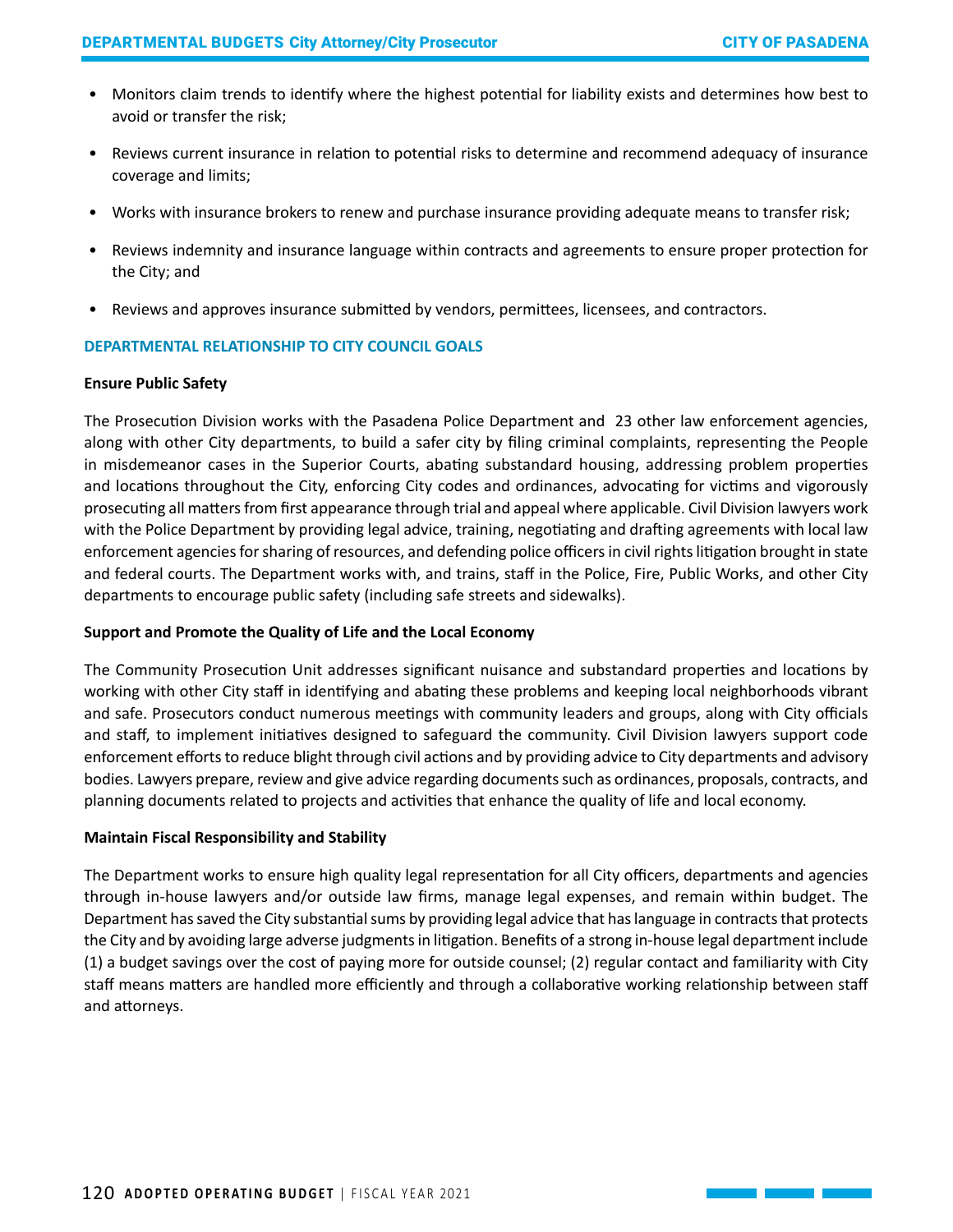- Monitors claim trends to identify where the highest potential for liability exists and determines how best to avoid or transfer the risk;
- Reviews current insurance in relation to potential risks to determine and recommend adequacy of insurance coverage and limits;
- Works with insurance brokers to renew and purchase insurance providing adequate means to transfer risk;
- Reviews indemnity and insurance language within contracts and agreements to ensure proper protection for the City; and
- Reviews and approves insurance submitted by vendors, permittees, licensees, and contractors.

## DEPARTMENTAL RELATIONSHIP TO CITY COUNCIL GOALS

**Ensure Public Safety**

The Prosecution Division works with the Pasadena Police Department and 23 other law enforcement agencies, along with other City departments, to build a safer city by filing criminal complaints, representing the People in misdemeanor cases in the Superior Courts, abating substandard housing, addressing problem properties and locations throughout the City, enforcing City codes and ordinances, advocating for victims and vigorously prosecuting all matters from first appearance through trial and appeal where applicable. Civil Division lawyers work with the Police Department by providing legal advice, training, negotiating and drafting agreements with local law enforcement agencies for sharing of resources, and defending police officers in civil rights litigation brought in state and federal courts. The Department works with, and trains, staff in the Police, Fire, Public Works, and other City departments to encourage public safety (including safe streets and sidewalks).

**Support and Promote the Quality of Life and the Local Economy**

The Community Prosecution Unit addresses significant nuisance and substandard properties and locations by working with other City staff in identifying and abating these problems and keeping local neighborhoods vibrant and safe. Prosecutors conduct numerous meetings with community leaders and groups, along with City officials and staff, to implement initiatives designed to safeguard the community. Civil Division lawyers support code enforcement efforts to reduce blight through civil actions and by providing advice to City departments and advisory bodies. Lawyers prepare, review and give advice regarding documents such as ordinances, proposals, contracts, and planning documents related to projects and activities that enhance the quality of life and local economy.

**Maintain Fiscal Responsibility and Stability**

The Department works to ensure high quality legal representation for all City officers, departments and agencies through in-house lawyers and/or outside law firms, manage legal expenses, and remain within budget. The Department has saved the City substantial sums by providing legal advice that has language in contracts that protects the City and by avoiding large adverse judgments in litigation. Benefits of a strong in-house legal department include (1) a budget savings over the cost of paying more for outside counsel; (2) regular contact and familiarity with City staff means matters are handled more efficiently and through a collaborative working relationship between staff and attorneys.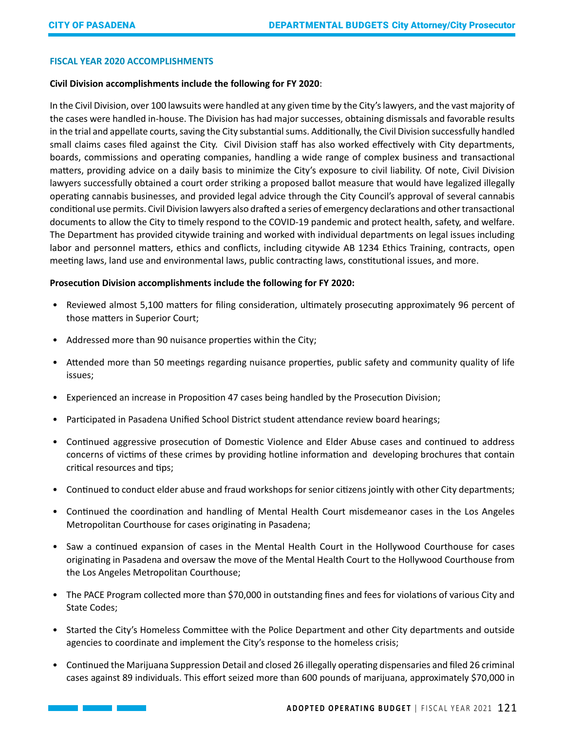## FISCAL YEAR 2020 ACCOMPLISHMENTS

**Civil Division accomplishments include the following for FY 2020**:

In the Civil Division, over 100 lawsuits were handled at any given time by the City's lawyers, and the vast majority of the cases were handled in-house. The Division has had major successes, obtaining dismissals and favorable results in the trial and appellate courts, saving the City substantial sums. Additionally, the Civil Division successfully handled small claims cases filed against the City. Civil Division staff has also worked effectively with City departments, boards, commissions and operating companies, handling a wide range of complex business and transactional matters, providing advice on a daily basis to minimize the City's exposure to civil liability. Of note, Civil Division lawyers successfully obtained a court order striking a proposed ballot measure that would have legalized illegally operating cannabis businesses, and provided legal advice through the City Council's approval of several cannabis conditional use permits. Civil Division lawyers also drafted a series of emergency declarations and other transactional documents to allow the City to timely respond to the COVID-19 pandemic and protect health, safety, and welfare. The Department has provided citywide training and worked with individual departments on legal issues including labor and personnel matters, ethics and conflicts, including citywide AB 1234 Ethics Training, contracts, open meeting laws, land use and environmental laws, public contracting laws, constitutional issues, and more.

**Prosecution Division accomplishments include the following for FY 2020:**

- Reviewed almost 5,100 matters for filing consideration, ultimately prosecuting approximately 96 percent of those matters in Superior Court;
- Addressed more than 90 nuisance properties within the City;
- Attended more than 50 meetings regarding nuisance properties, public safety and community quality of life issues;
- Experienced an increase in Proposition 47 cases being handled by the Prosecution Division;
- Participated in Pasadena Unified School District student attendance review board hearings;
- Continued aggressive prosecution of Domestic Violence and Elder Abuse cases and continued to address concerns of victims of these crimes by providing hotline information and developing brochures that contain critical resources and tips;
- Continued to conduct elder abuse and fraud workshops for senior citizens jointly with other City departments;
- Continued the coordination and handling of Mental Health Court misdemeanor cases in the Los Angeles Metropolitan Courthouse for cases originating in Pasadena;
- Saw a continued expansion of cases in the Mental Health Court in the Hollywood Courthouse for cases originating in Pasadena and oversaw the move of the Mental Health Court to the Hollywood Courthouse from the Los Angeles Metropolitan Courthouse;
- The PACE Program collected more than $70,000 in outstanding fines and fees for violations of various City and State Codes;
- Started the City's Homeless Committee with the Police Department and other City departments and outside agencies to coordinate and implement the City's response to the homeless crisis;
- Continued the Marijuana Suppression Detail and closed 26 illegally operating dispensaries and filed 26 criminal cases against 89 individuals. This effort seized more than 600 pounds of marijuana, approximately $70,000 in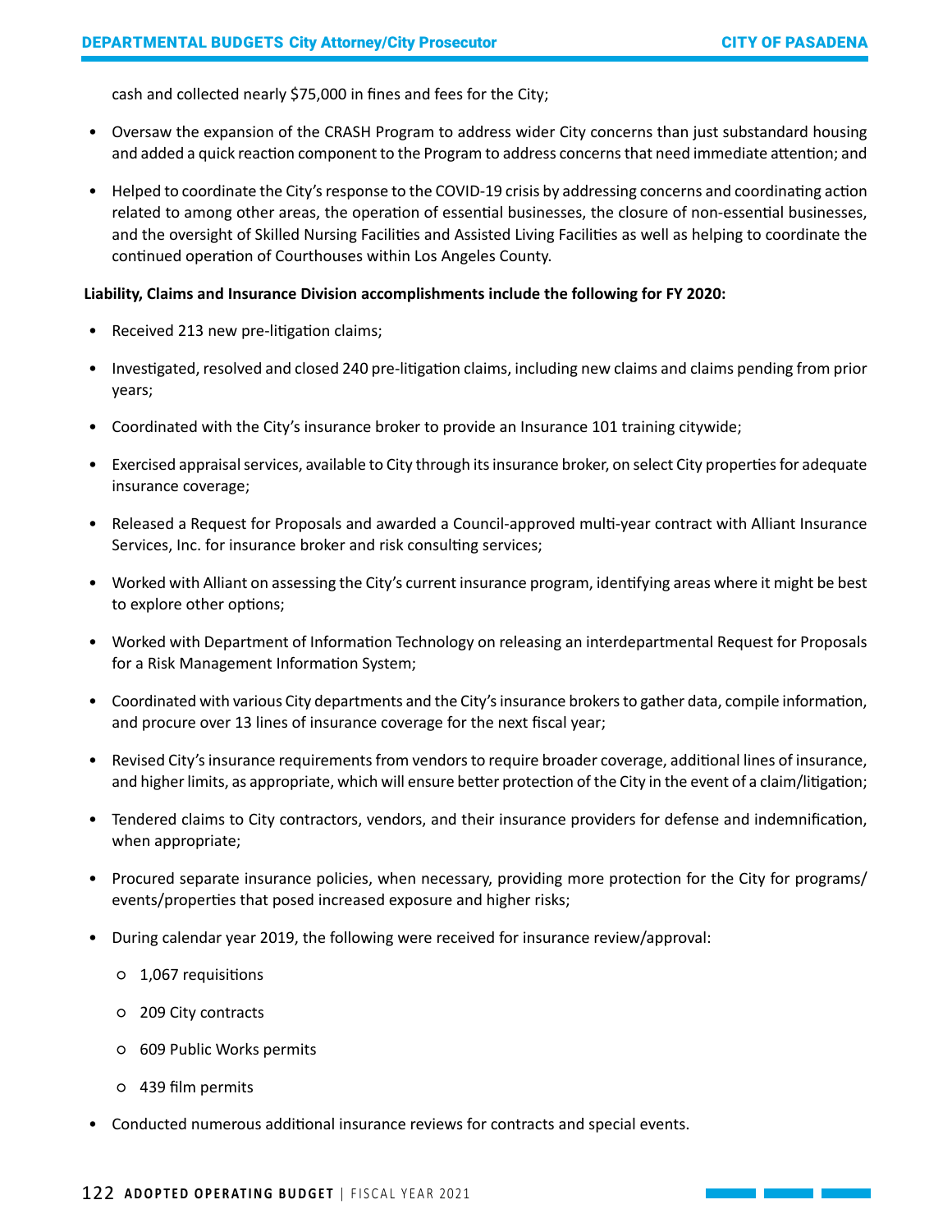cash and collected nearly $75,000 in fines and fees for the City;

- Oversaw the expansion of the CRASH Program to address wider City concerns than just substandard housing and added a quick reaction component to the Program to address concerns that need immediate attention; and
- Helped to coordinate the City's response to the COVID-19 crisis by addressing concerns and coordinating action related to among other areas, the operation of essential businesses, the closure of non-essential businesses, and the oversight of Skilled Nursing Facilities and Assisted Living Facilities as well as helping to coordinate the continued operation of Courthouses within Los Angeles County.

**Liability, Claims and Insurance Division accomplishments include the following for FY 2020:**

- Received 213 new pre-litigation claims;
- Investigated, resolved and closed 240 pre-litigation claims, including new claims and claims pending from prior years;
- Coordinated with the City's insurance broker to provide an Insurance 101 training citywide;
- Exercised appraisal services, available to City through its insurance broker, on select City properties for adequate insurance coverage;
- Released a Request for Proposals and awarded a Council-approved multi-year contract with Alliant Insurance Services, Inc. for insurance broker and risk consulting services;
- Worked with Alliant on assessing the City's current insurance program, identifying areas where it might be best to explore other options;
- Worked with Department of Information Technology on releasing an interdepartmental Request for Proposals for a Risk Management Information System;
- Coordinated with various City departments and the City's insurance brokers to gather data, compile information, and procure over 13 lines of insurance coverage for the next fiscal year;
- Revised City's insurance requirements from vendors to require broader coverage, additional lines of insurance, and higher limits, as appropriate, which will ensure better protection of the City in the event of a claim/litigation;
- Tendered claims to City contractors, vendors, and their insurance providers for defense and indemnification, when appropriate;
- Procured separate insurance policies, when necessary, providing more protection for the City for programs/ events/properties that posed increased exposure and higher risks;
- During calendar year 2019, the following were received for insurance review/approval:
  - 1,067 requisitions
  - 209 City contracts
  - 609 Public Works permits
  - 439 film permits
- Conducted numerous additional insurance reviews for contracts and special events.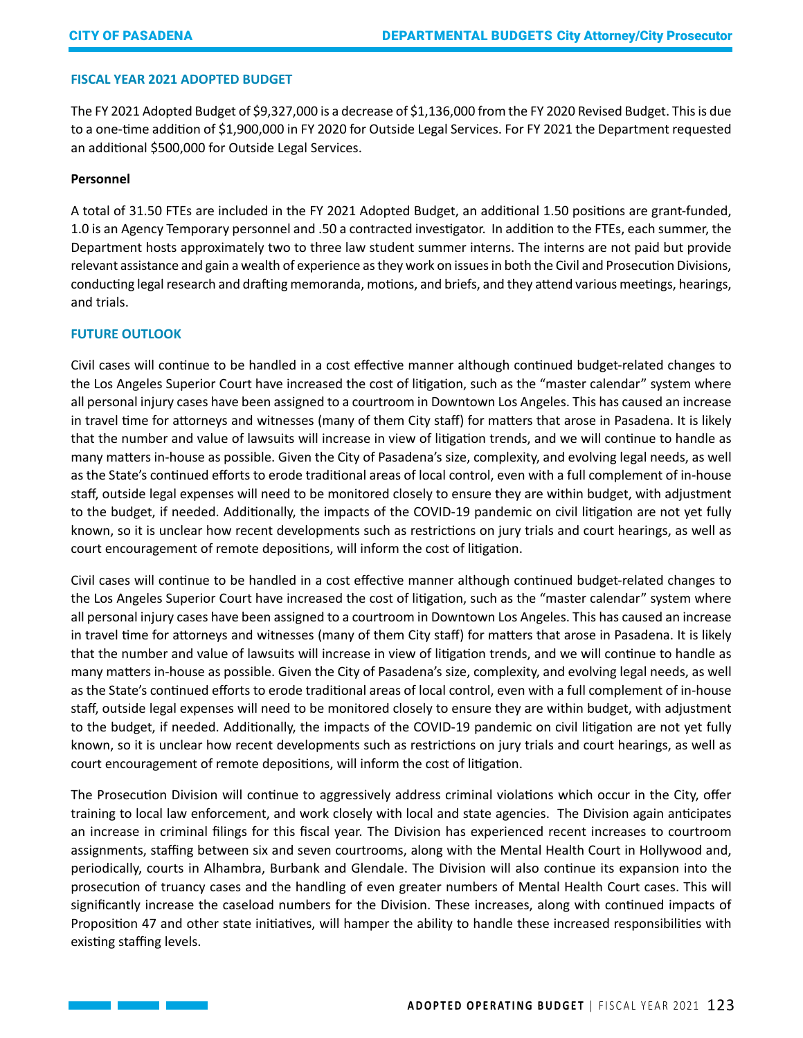## FISCAL YEAR 2021 ADOPTED BUDGET

The FY 2021 Adopted Budget of $9,327,000 is a decrease of $1,136,000 from the FY 2020 Revised Budget. This is due to a one-time addition of $1,900,000 in FY 2020 for Outside Legal Services. For FY 2021 the Department requested an additional $500,000 for Outside Legal Services.

**Personnel**

A total of 31.50 FTEs are included in the FY 2021 Adopted Budget, an additional 1.50 positions are grant-funded, 1.0 is an Agency Temporary personnel and .50 a contracted investigator. In addition to the FTEs, each summer, the Department hosts approximately two to three law student summer interns. The interns are not paid but provide relevant assistance and gain a wealth of experience as they work on issues in both the Civil and Prosecution Divisions, conducting legal research and drafting memoranda, motions, and briefs, and they attend various meetings, hearings, and trials.

## FUTURE OUTLOOK

Civil cases will continue to be handled in a cost effective manner although continued budget-related changes to the Los Angeles Superior Court have increased the cost of litigation, such as the "master calendar" system where all personal injury cases have been assigned to a courtroom in Downtown Los Angeles. This has caused an increase in travel time for attorneys and witnesses (many of them City staff) for matters that arose in Pasadena. It is likely that the number and value of lawsuits will increase in view of litigation trends, and we will continue to handle as many matters in-house as possible. Given the City of Pasadena's size, complexity, and evolving legal needs, as well as the State's continued efforts to erode traditional areas of local control, even with a full complement of in-house staff, outside legal expenses will need to be monitored closely to ensure they are within budget, with adjustment to the budget, if needed. Additionally, the impacts of the COVID-19 pandemic on civil litigation are not yet fully known, so it is unclear how recent developments such as restrictions on jury trials and court hearings, as well as court encouragement of remote depositions, will inform the cost of litigation.

Civil cases will continue to be handled in a cost effective manner although continued budget-related changes to the Los Angeles Superior Court have increased the cost of litigation, such as the "master calendar" system where all personal injury cases have been assigned to a courtroom in Downtown Los Angeles. This has caused an increase in travel time for attorneys and witnesses (many of them City staff) for matters that arose in Pasadena. It is likely that the number and value of lawsuits will increase in view of litigation trends, and we will continue to handle as many matters in-house as possible. Given the City of Pasadena's size, complexity, and evolving legal needs, as well as the State's continued efforts to erode traditional areas of local control, even with a full complement of in-house staff, outside legal expenses will need to be monitored closely to ensure they are within budget, with adjustment to the budget, if needed. Additionally, the impacts of the COVID-19 pandemic on civil litigation are not yet fully known, so it is unclear how recent developments such as restrictions on jury trials and court hearings, as well as court encouragement of remote depositions, will inform the cost of litigation.

The Prosecution Division will continue to aggressively address criminal violations which occur in the City, offer training to local law enforcement, and work closely with local and state agencies. The Division again anticipates an increase in criminal filings for this fiscal year. The Division has experienced recent increases to courtroom assignments, staffing between six and seven courtrooms, along with the Mental Health Court in Hollywood and, periodically, courts in Alhambra, Burbank and Glendale. The Division will also continue its expansion into the prosecution of truancy cases and the handling of even greater numbers of Mental Health Court cases. This will significantly increase the caseload numbers for the Division. These increases, along with continued impacts of Proposition 47 and other state initiatives, will hamper the ability to handle these increased responsibilities with existing staffing levels.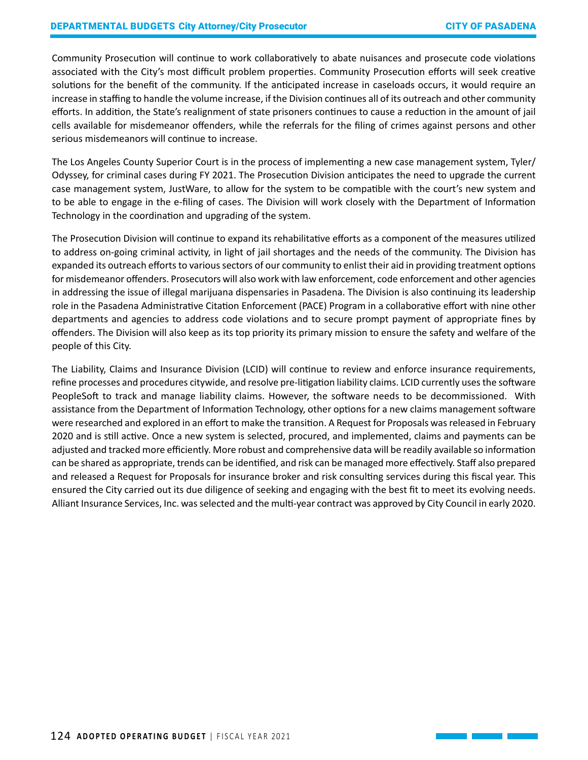Community Prosecution will continue to work collaboratively to abate nuisances and prosecute code violations associated with the City's most difficult problem properties. Community Prosecution efforts will seek creative solutions for the benefit of the community. If the anticipated increase in caseloads occurs, it would require an increase in staffing to handle the volume increase, if the Division continues all of its outreach and other community efforts. In addition, the State's realignment of state prisoners continues to cause a reduction in the amount of jail cells available for misdemeanor offenders, while the referrals for the filing of crimes against persons and other serious misdemeanors will continue to increase.

The Los Angeles County Superior Court is in the process of implementing a new case management system, Tyler/ Odyssey, for criminal cases during FY 2021. The Prosecution Division anticipates the need to upgrade the current case management system, JustWare, to allow for the system to be compatible with the court's new system and to be able to engage in the e-filing of cases. The Division will work closely with the Department of Information Technology in the coordination and upgrading of the system.

The Prosecution Division will continue to expand its rehabilitative efforts as a component of the measures utilized to address on-going criminal activity, in light of jail shortages and the needs of the community. The Division has expanded its outreach efforts to various sectors of our community to enlist their aid in providing treatment options for misdemeanor offenders. Prosecutors will also work with law enforcement, code enforcement and other agencies in addressing the issue of illegal marijuana dispensaries in Pasadena. The Division is also continuing its leadership role in the Pasadena Administrative Citation Enforcement (PACE) Program in a collaborative effort with nine other departments and agencies to address code violations and to secure prompt payment of appropriate fines by offenders. The Division will also keep as its top priority its primary mission to ensure the safety and welfare of the people of this City.

The Liability, Claims and Insurance Division (LCID) will continue to review and enforce insurance requirements, refine processes and procedures citywide, and resolve pre-litigation liability claims. LCID currently uses the software PeopleSoft to track and manage liability claims. However, the software needs to be decommissioned. With assistance from the Department of Information Technology, other options for a new claims management software were researched and explored in an effort to make the transition. A Request for Proposals was released in February 2020 and is still active. Once a new system is selected, procured, and implemented, claims and payments can be adjusted and tracked more efficiently. More robust and comprehensive data will be readily available so information can be shared as appropriate, trends can be identified, and risk can be managed more effectively. Staff also prepared and released a Request for Proposals for insurance broker and risk consulting services during this fiscal year. This ensured the City carried out its due diligence of seeking and engaging with the best fit to meet its evolving needs. Alliant Insurance Services, Inc. was selected and the multi-year contract was approved by City Council in early 2020.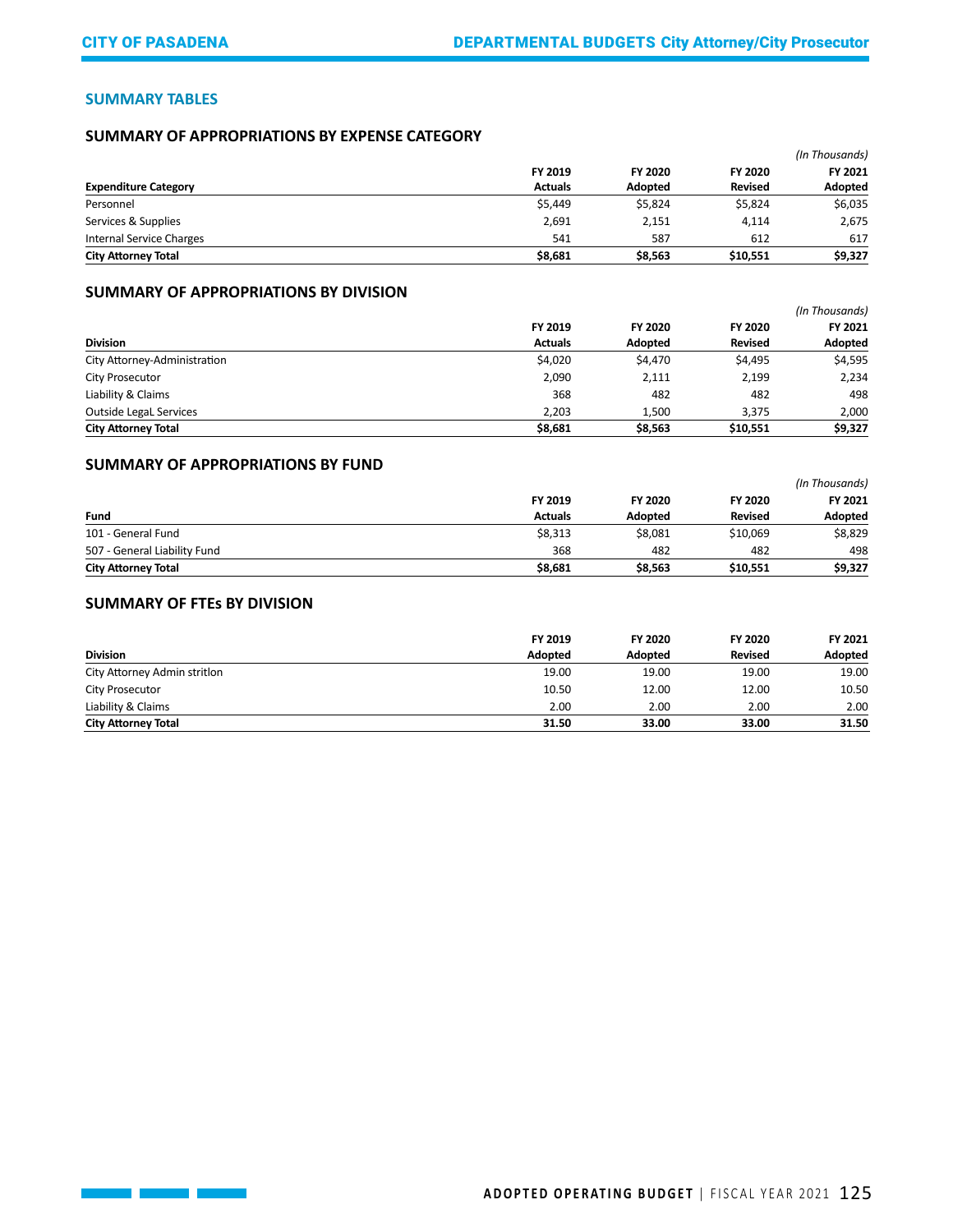## SUMMARY TABLES

### SUMMARY OF APPROPRIATIONS BY EXPENSE CATEGORY

*(In Thousands)*

| Expenditure Category | FY 2019 Actuals | FY 2020 Adopted | FY 2020 Revised | FY 2021 Adopted |
|---|---|---|---|---|
| Personnel | $5,449 | $5,824 | $5,824 | $6,035 |
| Services & Supplies | 2,691 | 2,151 | 4,114 | 2,675 |
| Internal Service Charges | 541 | 587 | 612 | 617 |
| **City Attorney Total** | **$8,681** | **$8,563** | **$10,551** | **$9,327** |

### SUMMARY OF APPROPRIATIONS BY DIVISION

*(In Thousands)*

| Division | FY 2019 Actuals | FY 2020 Adopted | FY 2020 Revised | FY 2021 Adopted |
|---|---|---|---|---|
| City Attorney-Administration | $4,020 | $4,470 | $4,495 | $4,595 |
| City Prosecutor | 2,090 | 2,111 | 2,199 | 2,234 |
| Liability & Claims | 368 | 482 | 482 | 498 |
| Outside LegaL Services | 2,203 | 1,500 | 3,375 | 2,000 |
| **City Attorney Total** | **$8,681** | **$8,563** | **$10,551** | **$9,327** |

### SUMMARY OF APPROPRIATIONS BY FUND

*(In Thousands)*

| Fund | FY 2019 Actuals | FY 2020 Adopted | FY 2020 Revised | FY 2021 Adopted |
|---|---|---|---|---|
| 101 - General Fund | $8,313 | $8,081 | $10,069 | $8,829 |
| 507 - General Liability Fund | 368 | 482 | 482 | 498 |
| **City Attorney Total** | **$8,681** | **$8,563** | **$10,551** | **$9,327** |

### SUMMARY OF FTEs BY DIVISION

| Division | FY 2019 Adopted | FY 2020 Adopted | FY 2020 Revised | FY 2021 Adopted |
|---|---|---|---|---|
| City Attorney Admin stritlon | 19.00 | 19.00 | 19.00 | 19.00 |
| City Prosecutor | 10.50 | 12.00 | 12.00 | 10.50 |
| Liability & Claims | 2.00 | 2.00 | 2.00 | 2.00 |
| **City Attorney Total** | **31.50** | **33.00** | **33.00** | **31.50** |